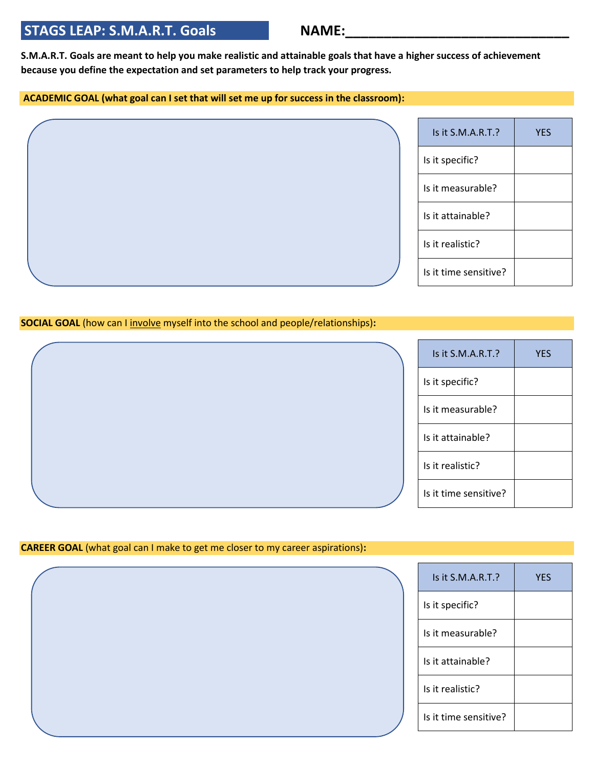# STAGS LEAP: S.M.A.R.T. Goals

**NAME:_____________________________**

**S.M.A.R.T. Goals are meant to help you make realistic and attainable goals that have a higher success of achievement because you define the expectation and set parameters to help track your progress.**

## ACADEMIC GOAL (what goal can I set that will set me up for success in the classroom):

| Is it S.M.A.R.T.? | YES |
|---|---|
| Is it specific? | |
| Is it measurable? | |
| Is it attainable? | |
| Is it realistic? | |
| Is it time sensitive? | |

## SOCIAL GOAL (how can I involve myself into the school and people/relationships):

| Is it S.M.A.R.T.? | YES |
|---|---|
| Is it specific? | |
| Is it measurable? | |
| Is it attainable? | |
| Is it realistic? | |
| Is it time sensitive? | |

## CAREER GOAL (what goal can I make to get me closer to my career aspirations):

| Is it S.M.A.R.T.? | YES |
|---|---|
| Is it specific? | |
| Is it measurable? | |
| Is it attainable? | |
| Is it realistic? | |
| Is it time sensitive? | |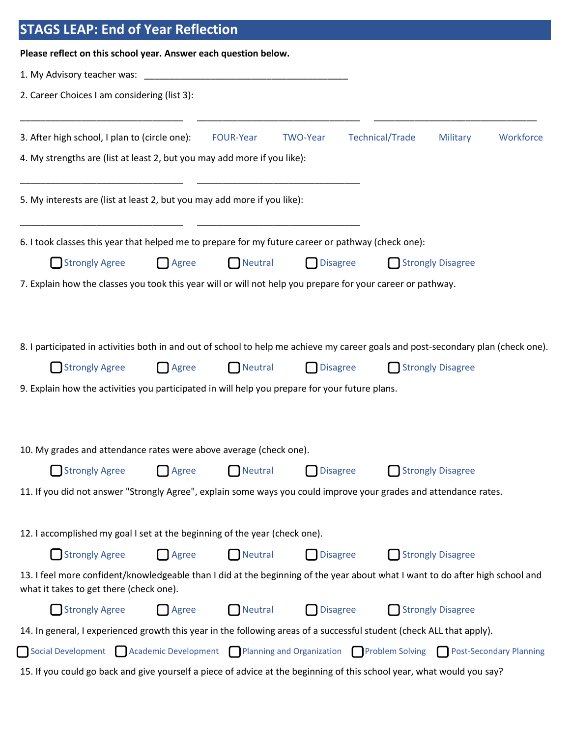## STAGS LEAP: End of Year Reflection

**Please reflect on this school year. Answer each question below.**

1. My Advisory teacher was: ________________________________________

2. Career Choices I am considering (list 3):

________________________________ ________________________________ ________________________________

3. After high school, I plan to (circle one): FOUR-Year TWO-Year Technical/Trade Military Workforce

4. My strengths are (list at least 2, but you may add more if you like):

________________________________ ________________________________

5. My interests are (list at least 2, but you may add more if you like):

________________________________ ________________________________

6. I took classes this year that helped me to prepare for my future career or pathway (check one):

☐ Strongly Agree ☐ Agree ☐ Neutral ☐ Disagree ☐ Strongly Disagree

7. Explain how the classes you took this year will or will not help you prepare for your career or pathway.

8. I participated in activities both in and out of school to help me achieve my career goals and post-secondary plan (check one).

☐ Strongly Agree ☐ Agree ☐ Neutral ☐ Disagree ☐ Strongly Disagree

9. Explain how the activities you participated in will help you prepare for your future plans.

10. My grades and attendance rates were above average (check one).

☐ Strongly Agree ☐ Agree ☐ Neutral ☐ Disagree ☐ Strongly Disagree

11. If you did not answer "Strongly Agree", explain some ways you could improve your grades and attendance rates.

12. I accomplished my goal I set at the beginning of the year (check one).

☐ Strongly Agree ☐ Agree ☐ Neutral ☐ Disagree ☐ Strongly Disagree

13. I feel more confident/knowledgeable than I did at the beginning of the year about what I want to do after high school and what it takes to get there (check one).

☐ Strongly Agree ☐ Agree ☐ Neutral ☐ Disagree ☐ Strongly Disagree

14. In general, I experienced growth this year in the following areas of a successful student (check ALL that apply).

☐ Social Development ☐ Academic Development ☐ Planning and Organization ☐ Problem Solving ☐ Post-Secondary Planning

15. If you could go back and give yourself a piece of advice at the beginning of this school year, what would you say?